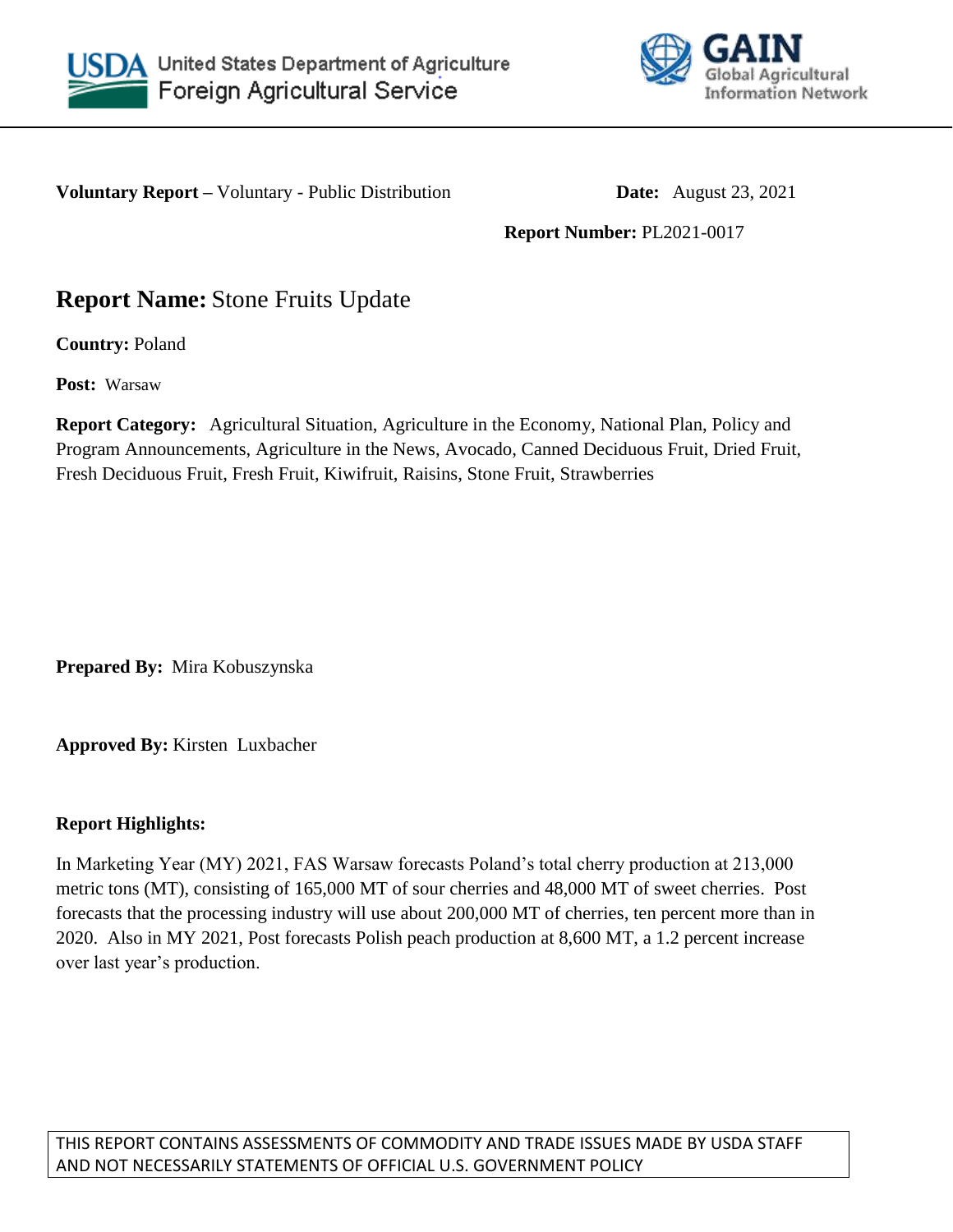United States Department of Agriculture
Foreign Agricultural Service

GAIN
Global Agricultural Information Network

**Voluntary Report –** Voluntary - Public Distribution **Date:** August 23, 2021

**Report Number:** PL2021-0017

# **Report Name:** Stone Fruits Update

**Country:** Poland

**Post:** Warsaw

**Report Category:** Agricultural Situation, Agriculture in the Economy, National Plan, Policy and Program Announcements, Agriculture in the News, Avocado, Canned Deciduous Fruit, Dried Fruit, Fresh Deciduous Fruit, Fresh Fruit, Kiwifruit, Raisins, Stone Fruit, Strawberries

**Prepared By:** Mira Kobuszynska

**Approved By:** Kirsten Luxbacher

**Report Highlights:**

In Marketing Year (MY) 2021, FAS Warsaw forecasts Poland's total cherry production at 213,000 metric tons (MT), consisting of 165,000 MT of sour cherries and 48,000 MT of sweet cherries. Post forecasts that the processing industry will use about 200,000 MT of cherries, ten percent more than in 2020. Also in MY 2021, Post forecasts Polish peach production at 8,600 MT, a 1.2 percent increase over last year's production.

THIS REPORT CONTAINS ASSESSMENTS OF COMMODITY AND TRADE ISSUES MADE BY USDA STAFF AND NOT NECESSARILY STATEMENTS OF OFFICIAL U.S. GOVERNMENT POLICY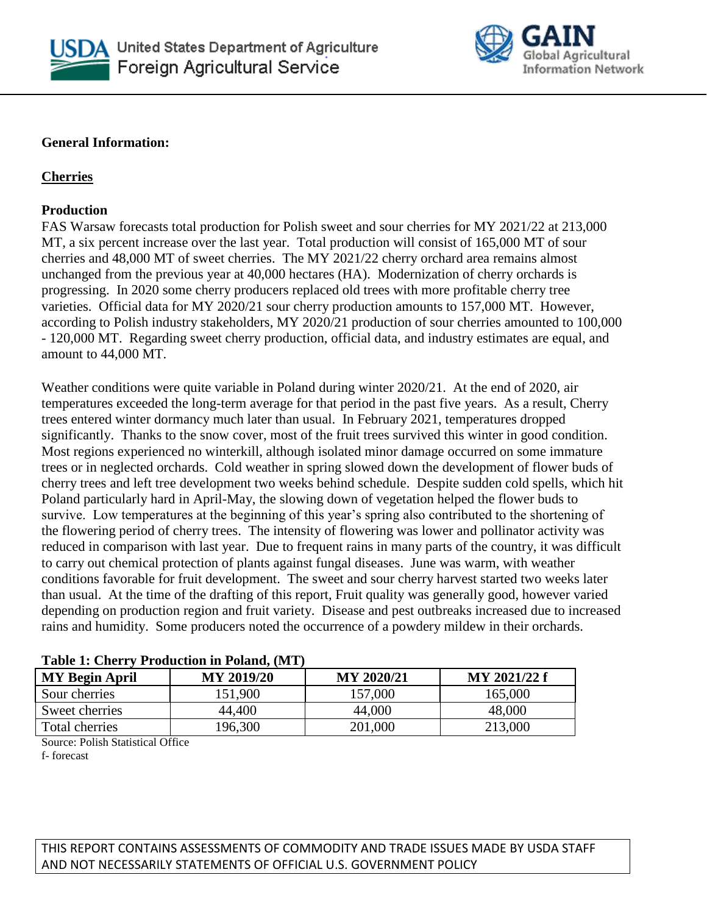**General Information:**

**Cherries**

**Production**

FAS Warsaw forecasts total production for Polish sweet and sour cherries for MY 2021/22 at 213,000 MT, a six percent increase over the last year. Total production will consist of 165,000 MT of sour cherries and 48,000 MT of sweet cherries. The MY 2021/22 cherry orchard area remains almost unchanged from the previous year at 40,000 hectares (HA). Modernization of cherry orchards is progressing. In 2020 some cherry producers replaced old trees with more profitable cherry tree varieties. Official data for MY 2020/21 sour cherry production amounts to 157,000 MT. However, according to Polish industry stakeholders, MY 2020/21 production of sour cherries amounted to 100,000 - 120,000 MT. Regarding sweet cherry production, official data, and industry estimates are equal, and amount to 44,000 MT.

Weather conditions were quite variable in Poland during winter 2020/21. At the end of 2020, air temperatures exceeded the long-term average for that period in the past five years. As a result, Cherry trees entered winter dormancy much later than usual. In February 2021, temperatures dropped significantly. Thanks to the snow cover, most of the fruit trees survived this winter in good condition. Most regions experienced no winterkill, although isolated minor damage occurred on some immature trees or in neglected orchards. Cold weather in spring slowed down the development of flower buds of cherry trees and left tree development two weeks behind schedule. Despite sudden cold spells, which hit Poland particularly hard in April-May, the slowing down of vegetation helped the flower buds to survive. Low temperatures at the beginning of this year's spring also contributed to the shortening of the flowering period of cherry trees. The intensity of flowering was lower and pollinator activity was reduced in comparison with last year. Due to frequent rains in many parts of the country, it was difficult to carry out chemical protection of plants against fungal diseases. June was warm, with weather conditions favorable for fruit development. The sweet and sour cherry harvest started two weeks later than usual. At the time of the drafting of this report, Fruit quality was generally good, however varied depending on production region and fruit variety. Disease and pest outbreaks increased due to increased rains and humidity. Some producers noted the occurrence of a powdery mildew in their orchards.

**Table 1: Cherry Production in Poland, (MT)**

| MY Begin April | MY 2019/20 | MY 2020/21 | MY 2021/22 f |
|---|---|---|---|
| Sour cherries | 151,900 | 157,000 | 165,000 |
| Sweet cherries | 44,400 | 44,000 | 48,000 |
| Total cherries | 196,300 | 201,000 | 213,000 |

Source: Polish Statistical Office
f- forecast

THIS REPORT CONTAINS ASSESSMENTS OF COMMODITY AND TRADE ISSUES MADE BY USDA STAFF AND NOT NECESSARILY STATEMENTS OF OFFICIAL U.S. GOVERNMENT POLICY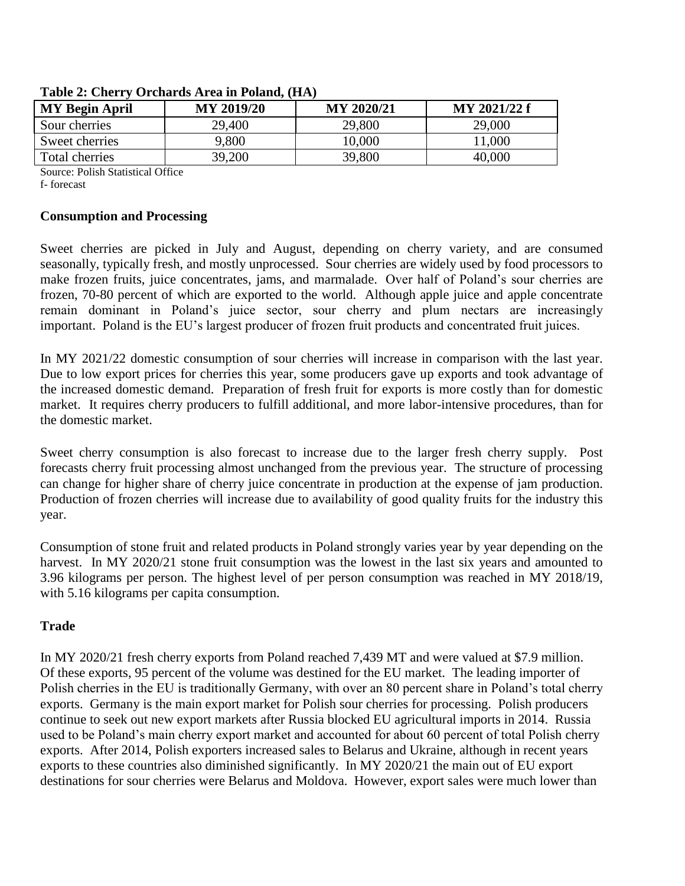**Table 2: Cherry Orchards Area in Poland, (HA)**

| MY Begin April | MY 2019/20 | MY 2020/21 | MY 2021/22 f |
|---|---|---|---|
| Sour cherries | 29,400 | 29,800 | 29,000 |
| Sweet cherries | 9,800 | 10,000 | 11,000 |
| Total cherries | 39,200 | 39,800 | 40,000 |

Source: Polish Statistical Office
f- forecast

## Consumption and Processing

Sweet cherries are picked in July and August, depending on cherry variety, and are consumed seasonally, typically fresh, and mostly unprocessed. Sour cherries are widely used by food processors to make frozen fruits, juice concentrates, jams, and marmalade. Over half of Poland's sour cherries are frozen, 70-80 percent of which are exported to the world. Although apple juice and apple concentrate remain dominant in Poland's juice sector, sour cherry and plum nectars are increasingly important. Poland is the EU's largest producer of frozen fruit products and concentrated fruit juices.

In MY 2021/22 domestic consumption of sour cherries will increase in comparison with the last year. Due to low export prices for cherries this year, some producers gave up exports and took advantage of the increased domestic demand. Preparation of fresh fruit for exports is more costly than for domestic market. It requires cherry producers to fulfill additional, and more labor-intensive procedures, than for the domestic market.

Sweet cherry consumption is also forecast to increase due to the larger fresh cherry supply. Post forecasts cherry fruit processing almost unchanged from the previous year. The structure of processing can change for higher share of cherry juice concentrate in production at the expense of jam production. Production of frozen cherries will increase due to availability of good quality fruits for the industry this year.

Consumption of stone fruit and related products in Poland strongly varies year by year depending on the harvest. In MY 2020/21 stone fruit consumption was the lowest in the last six years and amounted to 3.96 kilograms per person. The highest level of per person consumption was reached in MY 2018/19, with 5.16 kilograms per capita consumption.

## Trade

In MY 2020/21 fresh cherry exports from Poland reached 7,439 MT and were valued at $7.9 million. Of these exports, 95 percent of the volume was destined for the EU market. The leading importer of Polish cherries in the EU is traditionally Germany, with over an 80 percent share in Poland's total cherry exports. Germany is the main export market for Polish sour cherries for processing. Polish producers continue to seek out new export markets after Russia blocked EU agricultural imports in 2014. Russia used to be Poland's main cherry export market and accounted for about 60 percent of total Polish cherry exports. After 2014, Polish exporters increased sales to Belarus and Ukraine, although in recent years exports to these countries also diminished significantly. In MY 2020/21 the main out of EU export destinations for sour cherries were Belarus and Moldova. However, export sales were much lower than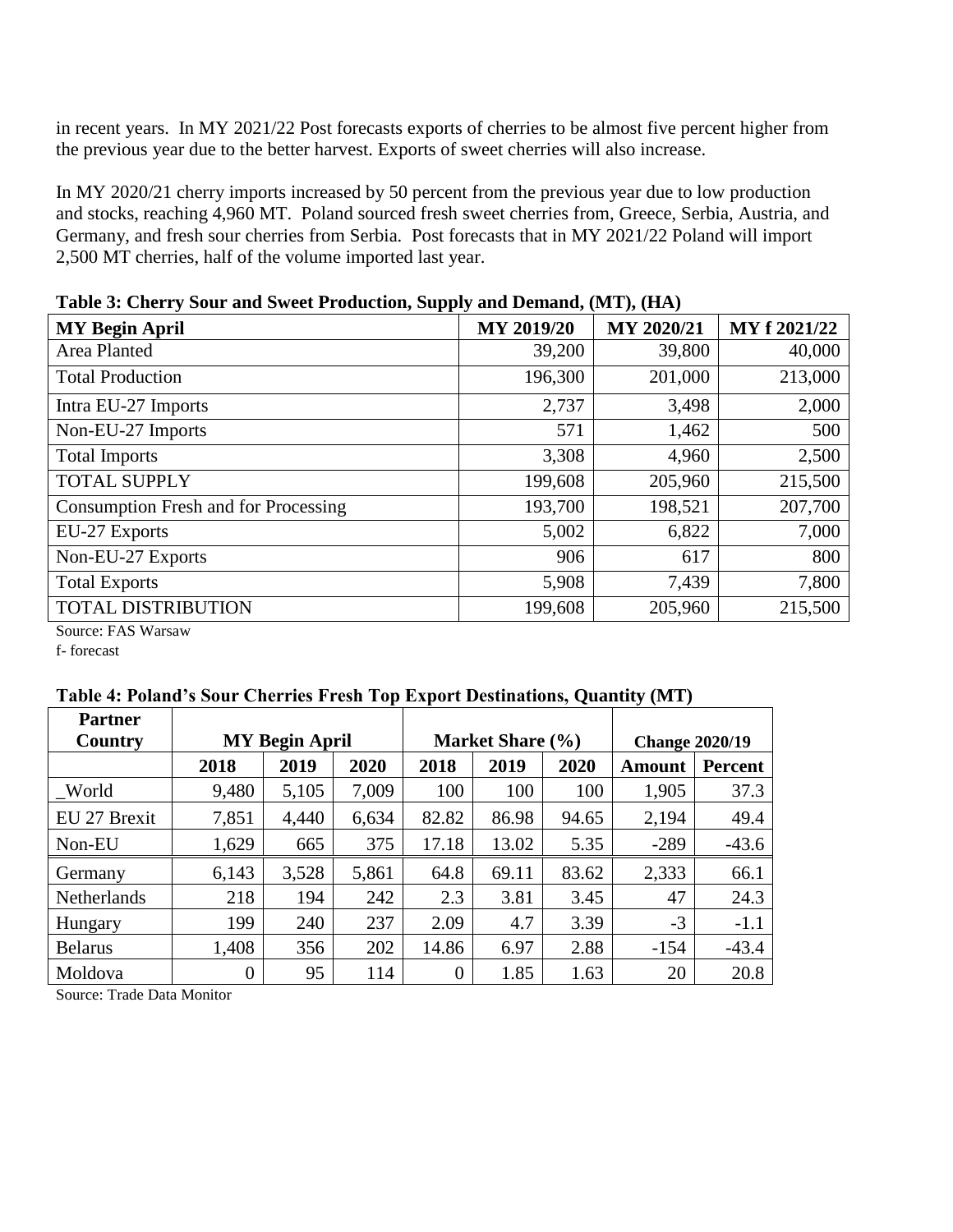in recent years. In MY 2021/22 Post forecasts exports of cherries to be almost five percent higher from the previous year due to the better harvest. Exports of sweet cherries will also increase.

In MY 2020/21 cherry imports increased by 50 percent from the previous year due to low production and stocks, reaching 4,960 MT. Poland sourced fresh sweet cherries from, Greece, Serbia, Austria, and Germany, and fresh sour cherries from Serbia. Post forecasts that in MY 2021/22 Poland will import 2,500 MT cherries, half of the volume imported last year.

**Table 3: Cherry Sour and Sweet Production, Supply and Demand, (MT), (HA)**

| MY Begin April | MY 2019/20 | MY 2020/21 | MY f 2021/22 |
|---|---|---|---|
| Area Planted | 39,200 | 39,800 | 40,000 |
| Total Production | 196,300 | 201,000 | 213,000 |
| Intra EU-27 Imports | 2,737 | 3,498 | 2,000 |
| Non-EU-27 Imports | 571 | 1,462 | 500 |
| Total Imports | 3,308 | 4,960 | 2,500 |
| TOTAL SUPPLY | 199,608 | 205,960 | 215,500 |
| Consumption Fresh and for Processing | 193,700 | 198,521 | 207,700 |
| EU-27 Exports | 5,002 | 6,822 | 7,000 |
| Non-EU-27 Exports | 906 | 617 | 800 |
| Total Exports | 5,908 | 7,439 | 7,800 |
| TOTAL DISTRIBUTION | 199,608 | 205,960 | 215,500 |

Source: FAS Warsaw

f- forecast

**Table 4: Poland's Sour Cherries Fresh Top Export Destinations, Quantity (MT)**

| Partner Country | MY Begin April | | | Market Share (%) | | | Change 2020/19 | |
|---|---|---|---|---|---|---|---|---|
| | 2018 | 2019 | 2020 | 2018 | 2019 | 2020 | Amount | Percent |
| _World | 9,480 | 5,105 | 7,009 | 100 | 100 | 100 | 1,905 | 37.3 |
| EU 27 Brexit | 7,851 | 4,440 | 6,634 | 82.82 | 86.98 | 94.65 | 2,194 | 49.4 |
| Non-EU | 1,629 | 665 | 375 | 17.18 | 13.02 | 5.35 | -289 | -43.6 |
| Germany | 6,143 | 3,528 | 5,861 | 64.8 | 69.11 | 83.62 | 2,333 | 66.1 |
| Netherlands | 218 | 194 | 242 | 2.3 | 3.81 | 3.45 | 47 | 24.3 |
| Hungary | 199 | 240 | 237 | 2.09 | 4.7 | 3.39 | -3 | -1.1 |
| Belarus | 1,408 | 356 | 202 | 14.86 | 6.97 | 2.88 | -154 | -43.4 |
| Moldova | 0 | 95 | 114 | 0 | 1.85 | 1.63 | 20 | 20.8 |

Source: Trade Data Monitor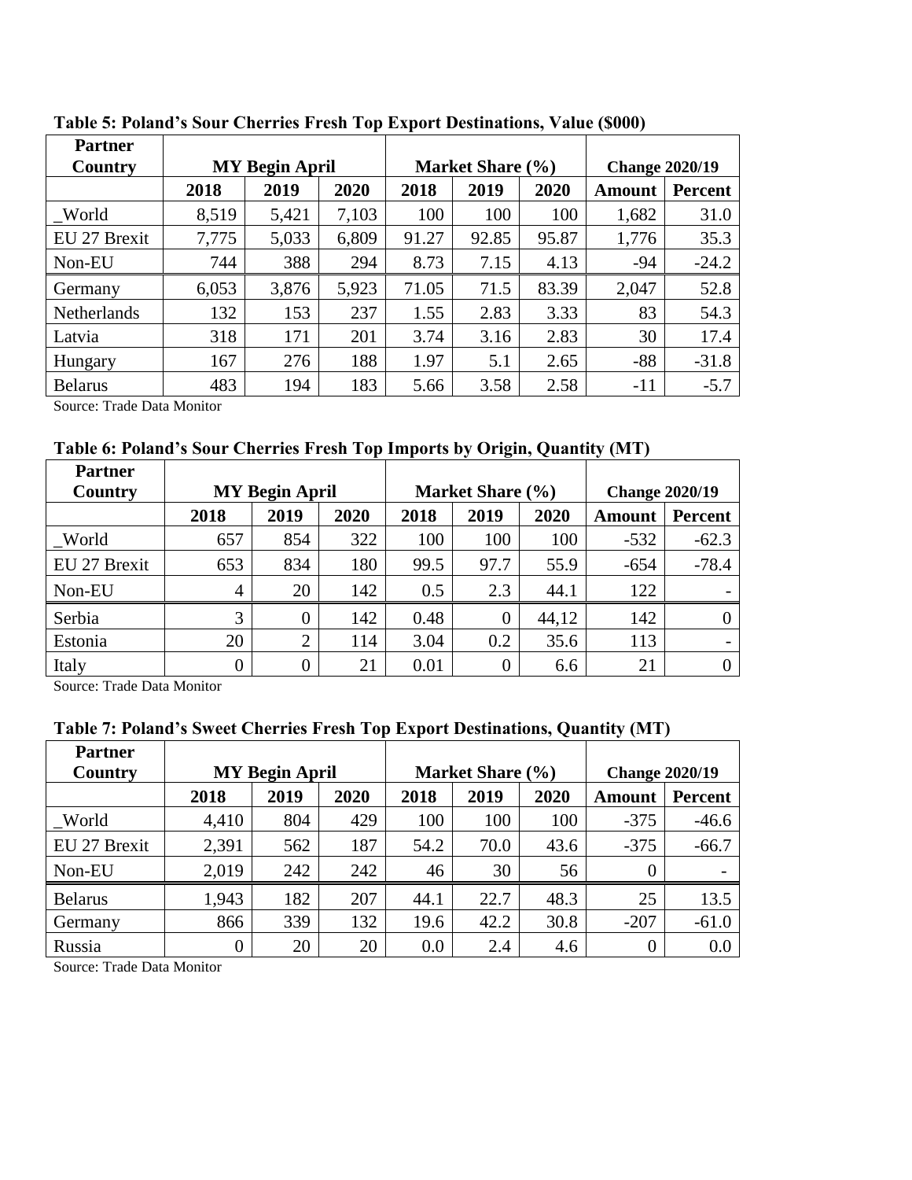**Table 5: Poland's Sour Cherries Fresh Top Export Destinations, Value ($000)**

| Partner Country | MY Begin April | | | Market Share (%) | | | Change 2020/19 | |
|---|---|---|---|---|---|---|---|---|
| | 2018 | 2019 | 2020 | 2018 | 2019 | 2020 | Amount | Percent |
| _World | 8,519 | 5,421 | 7,103 | 100 | 100 | 100 | 1,682 | 31.0 |
| EU 27 Brexit | 7,775 | 5,033 | 6,809 | 91.27 | 92.85 | 95.87 | 1,776 | 35.3 |
| Non-EU | 744 | 388 | 294 | 8.73 | 7.15 | 4.13 | -94 | -24.2 |
| Germany | 6,053 | 3,876 | 5,923 | 71.05 | 71.5 | 83.39 | 2,047 | 52.8 |
| Netherlands | 132 | 153 | 237 | 1.55 | 2.83 | 3.33 | 83 | 54.3 |
| Latvia | 318 | 171 | 201 | 3.74 | 3.16 | 2.83 | 30 | 17.4 |
| Hungary | 167 | 276 | 188 | 1.97 | 5.1 | 2.65 | -88 | -31.8 |
| Belarus | 483 | 194 | 183 | 5.66 | 3.58 | 2.58 | -11 | -5.7 |

Source: Trade Data Monitor

**Table 6: Poland's Sour Cherries Fresh Top Imports by Origin, Quantity (MT)**

| Partner Country | MY Begin April | | | Market Share (%) | | | Change 2020/19 | |
|---|---|---|---|---|---|---|---|---|
| | 2018 | 2019 | 2020 | 2018 | 2019 | 2020 | Amount | Percent |
| _World | 657 | 854 | 322 | 100 | 100 | 100 | -532 | -62.3 |
| EU 27 Brexit | 653 | 834 | 180 | 99.5 | 97.7 | 55.9 | -654 | -78.4 |
| Non-EU | 4 | 20 | 142 | 0.5 | 2.3 | 44.1 | 122 | - |
| Serbia | 3 | 0 | 142 | 0.48 | 0 | 44,12 | 142 | 0 |
| Estonia | 20 | 2 | 114 | 3.04 | 0.2 | 35.6 | 113 | - |
| Italy | 0 | 0 | 21 | 0.01 | 0 | 6.6 | 21 | 0 |

Source: Trade Data Monitor

**Table 7: Poland's Sweet Cherries Fresh Top Export Destinations, Quantity (MT)**

| Partner Country | MY Begin April | | | Market Share (%) | | | Change 2020/19 | |
|---|---|---|---|---|---|---|---|---|
| | 2018 | 2019 | 2020 | 2018 | 2019 | 2020 | Amount | Percent |
| _World | 4,410 | 804 | 429 | 100 | 100 | 100 | -375 | -46.6 |
| EU 27 Brexit | 2,391 | 562 | 187 | 54.2 | 70.0 | 43.6 | -375 | -66.7 |
| Non-EU | 2,019 | 242 | 242 | 46 | 30 | 56 | 0 | - |
| Belarus | 1,943 | 182 | 207 | 44.1 | 22.7 | 48.3 | 25 | 13.5 |
| Germany | 866 | 339 | 132 | 19.6 | 42.2 | 30.8 | -207 | -61.0 |
| Russia | 0 | 20 | 20 | 0.0 | 2.4 | 4.6 | 0 | 0.0 |

Source: Trade Data Monitor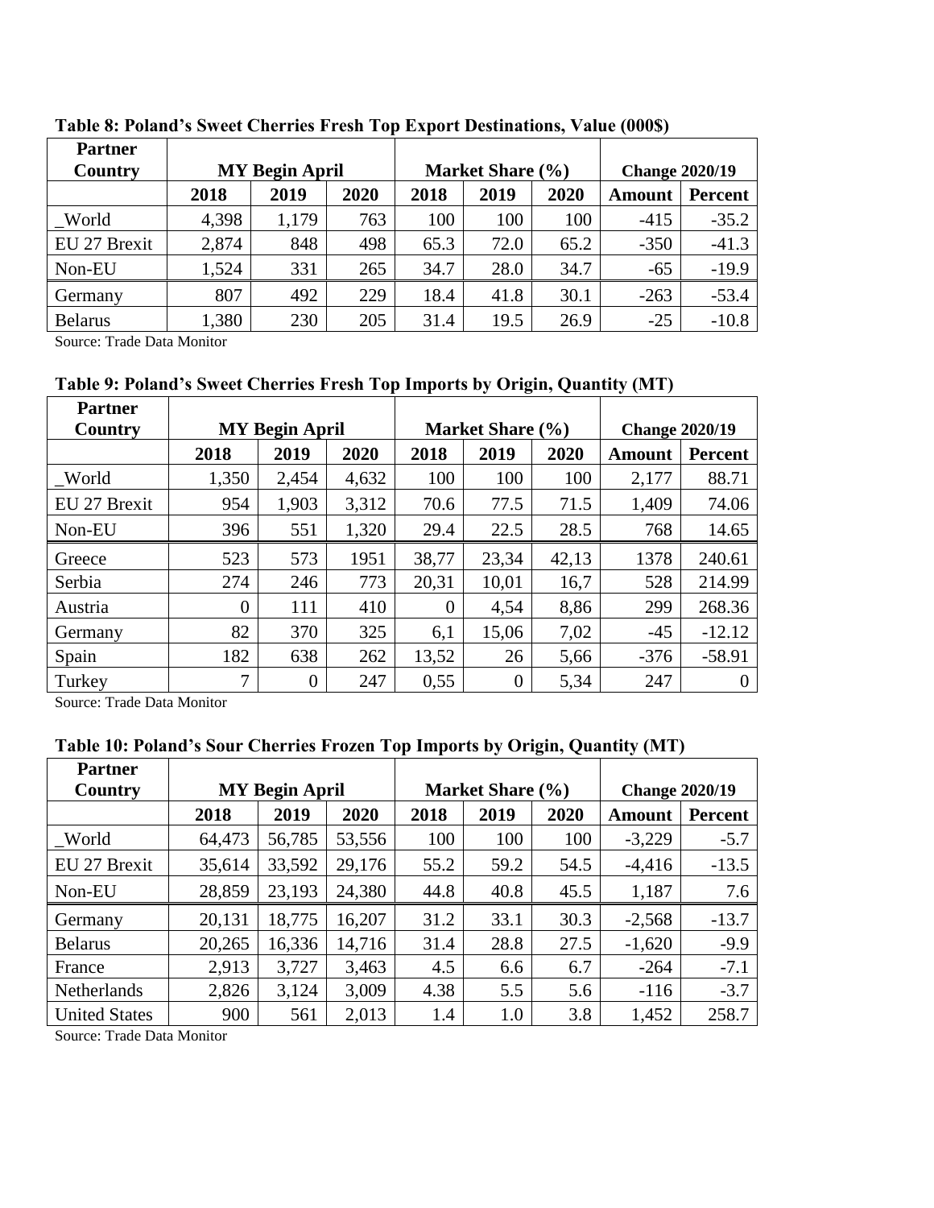**Table 8: Poland's Sweet Cherries Fresh Top Export Destinations, Value (000$)**

| Partner Country | MY Begin April | | | Market Share (%) | | | Change 2020/19 | |
|---|---|---|---|---|---|---|---|---|
| | 2018 | 2019 | 2020 | 2018 | 2019 | 2020 | Amount | Percent |
| _World | 4,398 | 1,179 | 763 | 100 | 100 | 100 | -415 | -35.2 |
| EU 27 Brexit | 2,874 | 848 | 498 | 65.3 | 72.0 | 65.2 | -350 | -41.3 |
| Non-EU | 1,524 | 331 | 265 | 34.7 | 28.0 | 34.7 | -65 | -19.9 |
| Germany | 807 | 492 | 229 | 18.4 | 41.8 | 30.1 | -263 | -53.4 |
| Belarus | 1,380 | 230 | 205 | 31.4 | 19.5 | 26.9 | -25 | -10.8 |

Source: Trade Data Monitor

**Table 9: Poland's Sweet Cherries Fresh Top Imports by Origin, Quantity (MT)**

| Partner Country | MY Begin April | | | Market Share (%) | | | Change 2020/19 | |
|---|---|---|---|---|---|---|---|---|
| | 2018 | 2019 | 2020 | 2018 | 2019 | 2020 | Amount | Percent |
| _World | 1,350 | 2,454 | 4,632 | 100 | 100 | 100 | 2,177 | 88.71 |
| EU 27 Brexit | 954 | 1,903 | 3,312 | 70.6 | 77.5 | 71.5 | 1,409 | 74.06 |
| Non-EU | 396 | 551 | 1,320 | 29.4 | 22.5 | 28.5 | 768 | 14.65 |
| Greece | 523 | 573 | 1951 | 38,77 | 23,34 | 42,13 | 1378 | 240.61 |
| Serbia | 274 | 246 | 773 | 20,31 | 10,01 | 16,7 | 528 | 214.99 |
| Austria | 0 | 111 | 410 | 0 | 4,54 | 8,86 | 299 | 268.36 |
| Germany | 82 | 370 | 325 | 6,1 | 15,06 | 7,02 | -45 | -12.12 |
| Spain | 182 | 638 | 262 | 13,52 | 26 | 5,66 | -376 | -58.91 |
| Turkey | 7 | 0 | 247 | 0,55 | 0 | 5,34 | 247 | 0 |

Source: Trade Data Monitor

**Table 10: Poland's Sour Cherries Frozen Top Imports by Origin, Quantity (MT)**

| Partner Country | MY Begin April | | | Market Share (%) | | | Change 2020/19 | |
|---|---|---|---|---|---|---|---|---|
| | 2018 | 2019 | 2020 | 2018 | 2019 | 2020 | Amount | Percent |
| _World | 64,473 | 56,785 | 53,556 | 100 | 100 | 100 | -3,229 | -5.7 |
| EU 27 Brexit | 35,614 | 33,592 | 29,176 | 55.2 | 59.2 | 54.5 | -4,416 | -13.5 |
| Non-EU | 28,859 | 23,193 | 24,380 | 44.8 | 40.8 | 45.5 | 1,187 | 7.6 |
| Germany | 20,131 | 18,775 | 16,207 | 31.2 | 33.1 | 30.3 | -2,568 | -13.7 |
| Belarus | 20,265 | 16,336 | 14,716 | 31.4 | 28.8 | 27.5 | -1,620 | -9.9 |
| France | 2,913 | 3,727 | 3,463 | 4.5 | 6.6 | 6.7 | -264 | -7.1 |
| Netherlands | 2,826 | 3,124 | 3,009 | 4.38 | 5.5 | 5.6 | -116 | -3.7 |
| United States | 900 | 561 | 2,013 | 1.4 | 1.0 | 3.8 | 1,452 | 258.7 |

Source: Trade Data Monitor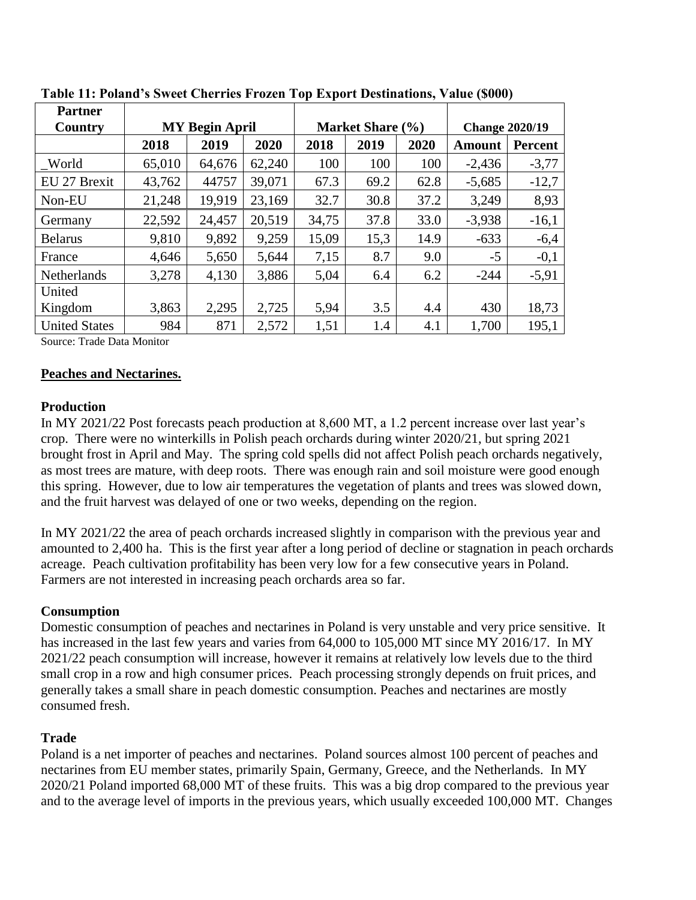**Table 11: Poland's Sweet Cherries Frozen Top Export Destinations, Value ($000)**

| Partner Country | MY Begin April | | | Market Share (%) | | | Change 2020/19 | |
|---|---|---|---|---|---|---|---|---|
| | 2018 | 2019 | 2020 | 2018 | 2019 | 2020 | Amount | Percent |
| _World | 65,010 | 64,676 | 62,240 | 100 | 100 | 100 | -2,436 | -3,77 |
| EU 27 Brexit | 43,762 | 44757 | 39,071 | 67.3 | 69.2 | 62.8 | -5,685 | -12,7 |
| Non-EU | 21,248 | 19,919 | 23,169 | 32.7 | 30.8 | 37.2 | 3,249 | 8,93 |
| Germany | 22,592 | 24,457 | 20,519 | 34,75 | 37.8 | 33.0 | -3,938 | -16,1 |
| Belarus | 9,810 | 9,892 | 9,259 | 15,09 | 15,3 | 14.9 | -633 | -6,4 |
| France | 4,646 | 5,650 | 5,644 | 7,15 | 8.7 | 9.0 | -5 | -0,1 |
| Netherlands | 3,278 | 4,130 | 3,886 | 5,04 | 6.4 | 6.2 | -244 | -5,91 |
| United Kingdom | 3,863 | 2,295 | 2,725 | 5,94 | 3.5 | 4.4 | 430 | 18,73 |
| United States | 984 | 871 | 2,572 | 1,51 | 1.4 | 4.1 | 1,700 | 195,1 |

Source: Trade Data Monitor

## Peaches and Nectarines.

### Production

In MY 2021/22 Post forecasts peach production at 8,600 MT, a 1.2 percent increase over last year's crop. There were no winterkills in Polish peach orchards during winter 2020/21, but spring 2021 brought frost in April and May. The spring cold spells did not affect Polish peach orchards negatively, as most trees are mature, with deep roots. There was enough rain and soil moisture were good enough this spring. However, due to low air temperatures the vegetation of plants and trees was slowed down, and the fruit harvest was delayed of one or two weeks, depending on the region.

In MY 2021/22 the area of peach orchards increased slightly in comparison with the previous year and amounted to 2,400 ha. This is the first year after a long period of decline or stagnation in peach orchards acreage. Peach cultivation profitability has been very low for a few consecutive years in Poland. Farmers are not interested in increasing peach orchards area so far.

### Consumption

Domestic consumption of peaches and nectarines in Poland is very unstable and very price sensitive. It has increased in the last few years and varies from 64,000 to 105,000 MT since MY 2016/17. In MY 2021/22 peach consumption will increase, however it remains at relatively low levels due to the third small crop in a row and high consumer prices. Peach processing strongly depends on fruit prices, and generally takes a small share in peach domestic consumption. Peaches and nectarines are mostly consumed fresh.

### Trade

Poland is a net importer of peaches and nectarines. Poland sources almost 100 percent of peaches and nectarines from EU member states, primarily Spain, Germany, Greece, and the Netherlands. In MY 2020/21 Poland imported 68,000 MT of these fruits. This was a big drop compared to the previous year and to the average level of imports in the previous years, which usually exceeded 100,000 MT. Changes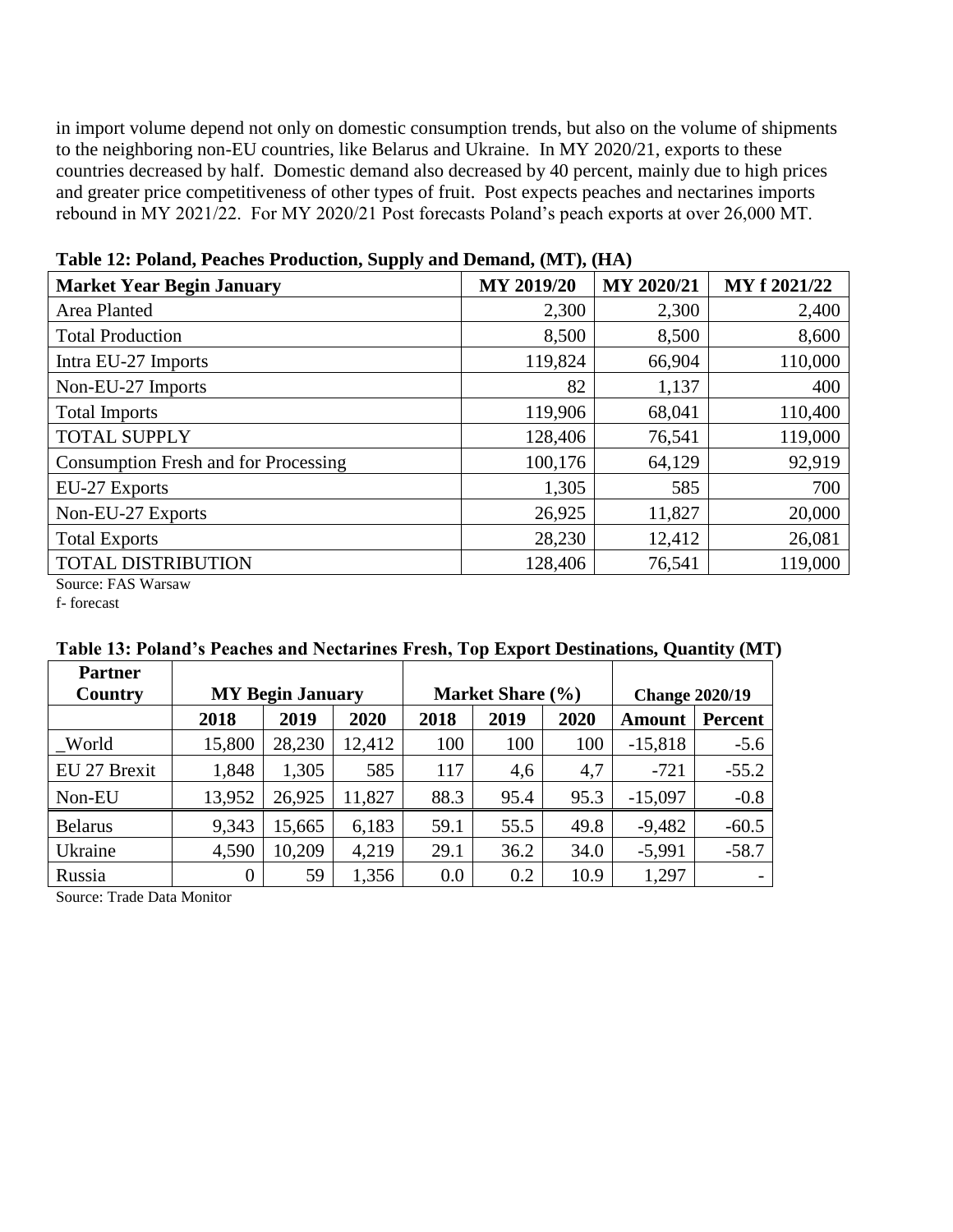in import volume depend not only on domestic consumption trends, but also on the volume of shipments to the neighboring non-EU countries, like Belarus and Ukraine. In MY 2020/21, exports to these countries decreased by half. Domestic demand also decreased by 40 percent, mainly due to high prices and greater price competitiveness of other types of fruit. Post expects peaches and nectarines imports rebound in MY 2021/22. For MY 2020/21 Post forecasts Poland's peach exports at over 26,000 MT.

**Table 12: Poland, Peaches Production, Supply and Demand, (MT), (HA)**

| Market Year Begin January | MY 2019/20 | MY 2020/21 | MY f 2021/22 |
|---|---|---|---|
| Area Planted | 2,300 | 2,300 | 2,400 |
| Total Production | 8,500 | 8,500 | 8,600 |
| Intra EU-27 Imports | 119,824 | 66,904 | 110,000 |
| Non-EU-27 Imports | 82 | 1,137 | 400 |
| Total Imports | 119,906 | 68,041 | 110,400 |
| TOTAL SUPPLY | 128,406 | 76,541 | 119,000 |
| Consumption Fresh and for Processing | 100,176 | 64,129 | 92,919 |
| EU-27 Exports | 1,305 | 585 | 700 |
| Non-EU-27 Exports | 26,925 | 11,827 | 20,000 |
| Total Exports | 28,230 | 12,412 | 26,081 |
| TOTAL DISTRIBUTION | 128,406 | 76,541 | 119,000 |

Source: FAS Warsaw
f- forecast

**Table 13: Poland's Peaches and Nectarines Fresh, Top Export Destinations, Quantity (MT)**

| Partner Country | MY Begin January | | | Market Share (%) | | | Change 2020/19 | |
|---|---|---|---|---|---|---|---|---|
| | 2018 | 2019 | 2020 | 2018 | 2019 | 2020 | Amount | Percent |
| _World | 15,800 | 28,230 | 12,412 | 100 | 100 | 100 | -15,818 | -5.6 |
| EU 27 Brexit | 1,848 | 1,305 | 585 | 117 | 4,6 | 4,7 | -721 | -55.2 |
| Non-EU | 13,952 | 26,925 | 11,827 | 88.3 | 95.4 | 95.3 | -15,097 | -0.8 |
| Belarus | 9,343 | 15,665 | 6,183 | 59.1 | 55.5 | 49.8 | -9,482 | -60.5 |
| Ukraine | 4,590 | 10,209 | 4,219 | 29.1 | 36.2 | 34.0 | -5,991 | -58.7 |
| Russia | 0 | 59 | 1,356 | 0.0 | 0.2 | 10.9 | 1,297 | - |

Source: Trade Data Monitor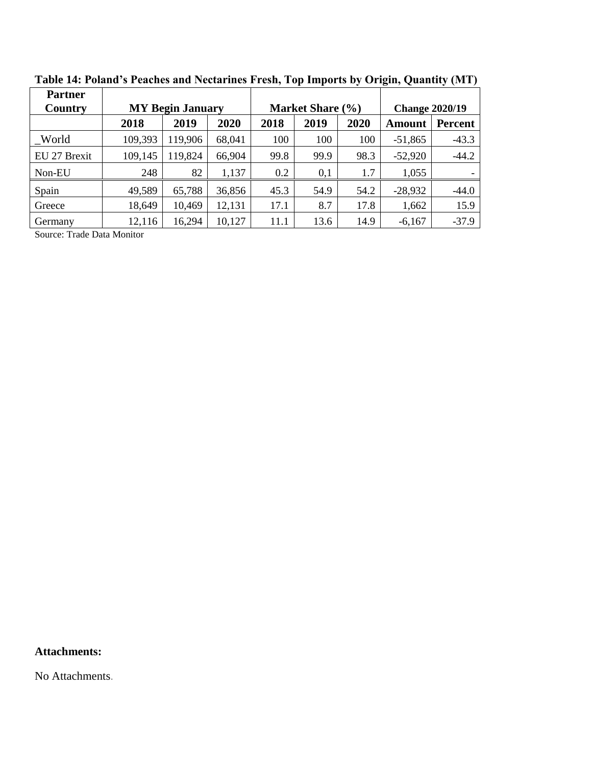**Table 14: Poland's Peaches and Nectarines Fresh, Top Imports by Origin, Quantity (MT)**

| Partner Country | MY Begin January | | | Market Share (%) | | | Change 2020/19 | |
|---|---|---|---|---|---|---|---|---|
| | 2018 | 2019 | 2020 | 2018 | 2019 | 2020 | Amount | Percent |
| _World | 109,393 | 119,906 | 68,041 | 100 | 100 | 100 | -51,865 | -43.3 |
| EU 27 Brexit | 109,145 | 119,824 | 66,904 | 99.8 | 99.9 | 98.3 | -52,920 | -44.2 |
| Non-EU | 248 | 82 | 1,137 | 0.2 | 0,1 | 1.7 | 1,055 | - |
| Spain | 49,589 | 65,788 | 36,856 | 45.3 | 54.9 | 54.2 | -28,932 | -44.0 |
| Greece | 18,649 | 10,469 | 12,131 | 17.1 | 8.7 | 17.8 | 1,662 | 15.9 |
| Germany | 12,116 | 16,294 | 10,127 | 11.1 | 13.6 | 14.9 | -6,167 | -37.9 |

Source: Trade Data Monitor

**Attachments:**

No Attachments.